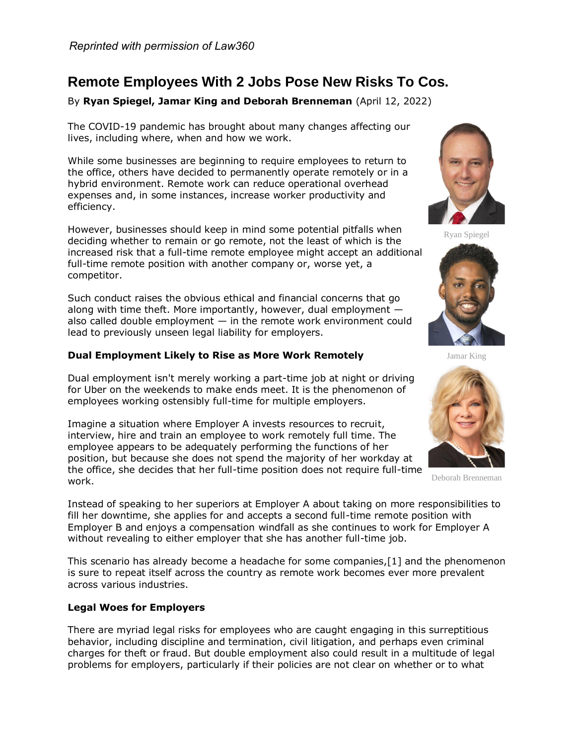*Reprinted with permission of Law360*

# Remote Employees With 2 Jobs Pose New Risks To Cos.

By **Ryan Spiegel, Jamar King and Deborah Brenneman** (April 12, 2022)

The COVID-19 pandemic has brought about many changes affecting our lives, including where, when and how we work.

While some businesses are beginning to require employees to return to the office, others have decided to permanently operate remotely or in a hybrid environment. Remote work can reduce operational overhead expenses and, in some instances, increase worker productivity and efficiency.

However, businesses should keep in mind some potential pitfalls when deciding whether to remain or go remote, not the least of which is the increased risk that a full-time remote employee might accept an additional full-time remote position with another company or, worse yet, a competitor.

Such conduct raises the obvious ethical and financial concerns that go along with time theft. More importantly, however, dual employment — also called double employment — in the remote work environment could lead to previously unseen legal liability for employers.

Ryan Spiegel

Jamar King

Deborah Brenneman

### Dual Employment Likely to Rise as More Work Remotely

Dual employment isn't merely working a part-time job at night or driving for Uber on the weekends to make ends meet. It is the phenomenon of employees working ostensibly full-time for multiple employers.

Imagine a situation where Employer A invests resources to recruit, interview, hire and train an employee to work remotely full time. The employee appears to be adequately performing the functions of her position, but because she does not spend the majority of her workday at the office, she decides that her full-time position does not require full-time work.

Instead of speaking to her superiors at Employer A about taking on more responsibilities to fill her downtime, she applies for and accepts a second full-time remote position with Employer B and enjoys a compensation windfall as she continues to work for Employer A without revealing to either employer that she has another full-time job.

This scenario has already become a headache for some companies,[1] and the phenomenon is sure to repeat itself across the country as remote work becomes ever more prevalent across various industries.

### Legal Woes for Employers

There are myriad legal risks for employees who are caught engaging in this surreptitious behavior, including discipline and termination, civil litigation, and perhaps even criminal charges for theft or fraud. But double employment also could result in a multitude of legal problems for employers, particularly if their policies are not clear on whether or to what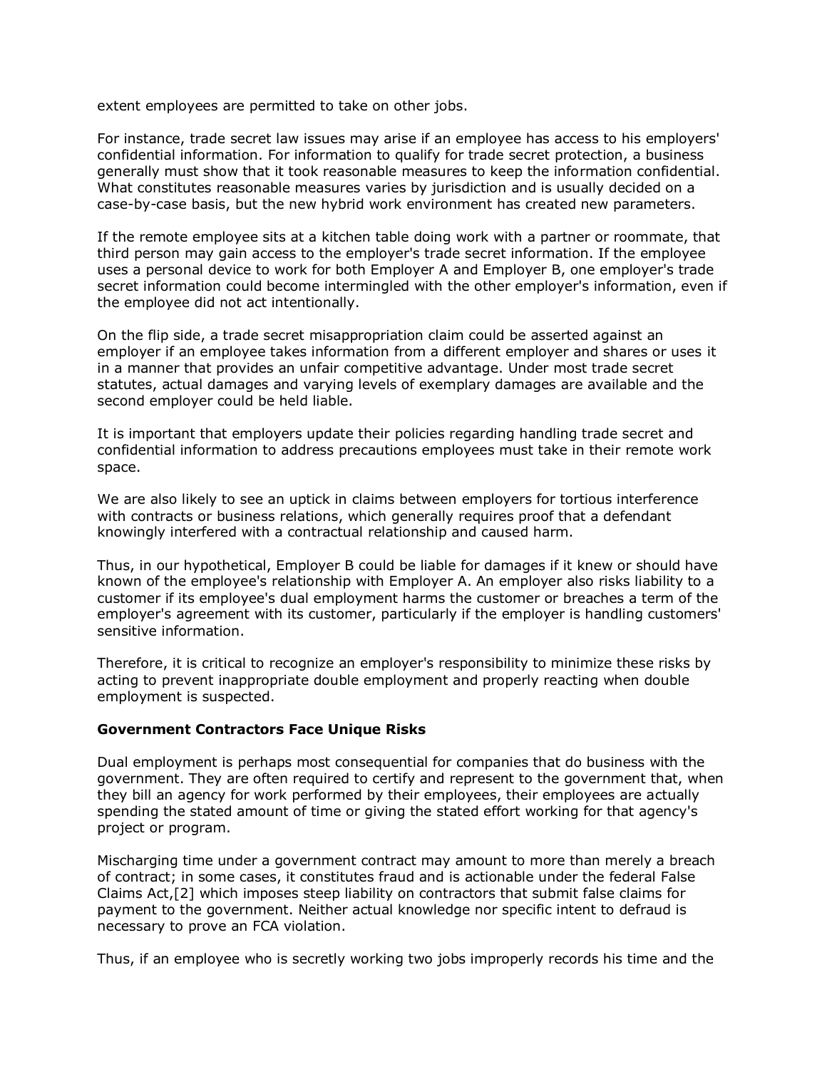extent employees are permitted to take on other jobs.

For instance, trade secret law issues may arise if an employee has access to his employers' confidential information. For information to qualify for trade secret protection, a business generally must show that it took reasonable measures to keep the information confidential. What constitutes reasonable measures varies by jurisdiction and is usually decided on a case-by-case basis, but the new hybrid work environment has created new parameters.

If the remote employee sits at a kitchen table doing work with a partner or roommate, that third person may gain access to the employer's trade secret information. If the employee uses a personal device to work for both Employer A and Employer B, one employer's trade secret information could become intermingled with the other employer's information, even if the employee did not act intentionally.

On the flip side, a trade secret misappropriation claim could be asserted against an employer if an employee takes information from a different employer and shares or uses it in a manner that provides an unfair competitive advantage. Under most trade secret statutes, actual damages and varying levels of exemplary damages are available and the second employer could be held liable.

It is important that employers update their policies regarding handling trade secret and confidential information to address precautions employees must take in their remote work space.

We are also likely to see an uptick in claims between employers for tortious interference with contracts or business relations, which generally requires proof that a defendant knowingly interfered with a contractual relationship and caused harm.

Thus, in our hypothetical, Employer B could be liable for damages if it knew or should have known of the employee's relationship with Employer A. An employer also risks liability to a customer if its employee's dual employment harms the customer or breaches a term of the employer's agreement with its customer, particularly if the employer is handling customers' sensitive information.

Therefore, it is critical to recognize an employer's responsibility to minimize these risks by acting to prevent inappropriate double employment and properly reacting when double employment is suspected.

**Government Contractors Face Unique Risks**

Dual employment is perhaps most consequential for companies that do business with the government. They are often required to certify and represent to the government that, when they bill an agency for work performed by their employees, their employees are actually spending the stated amount of time or giving the stated effort working for that agency's project or program.

Mischarging time under a government contract may amount to more than merely a breach of contract; in some cases, it constitutes fraud and is actionable under the federal False Claims Act,[2] which imposes steep liability on contractors that submit false claims for payment to the government. Neither actual knowledge nor specific intent to defraud is necessary to prove an FCA violation.

Thus, if an employee who is secretly working two jobs improperly records his time and the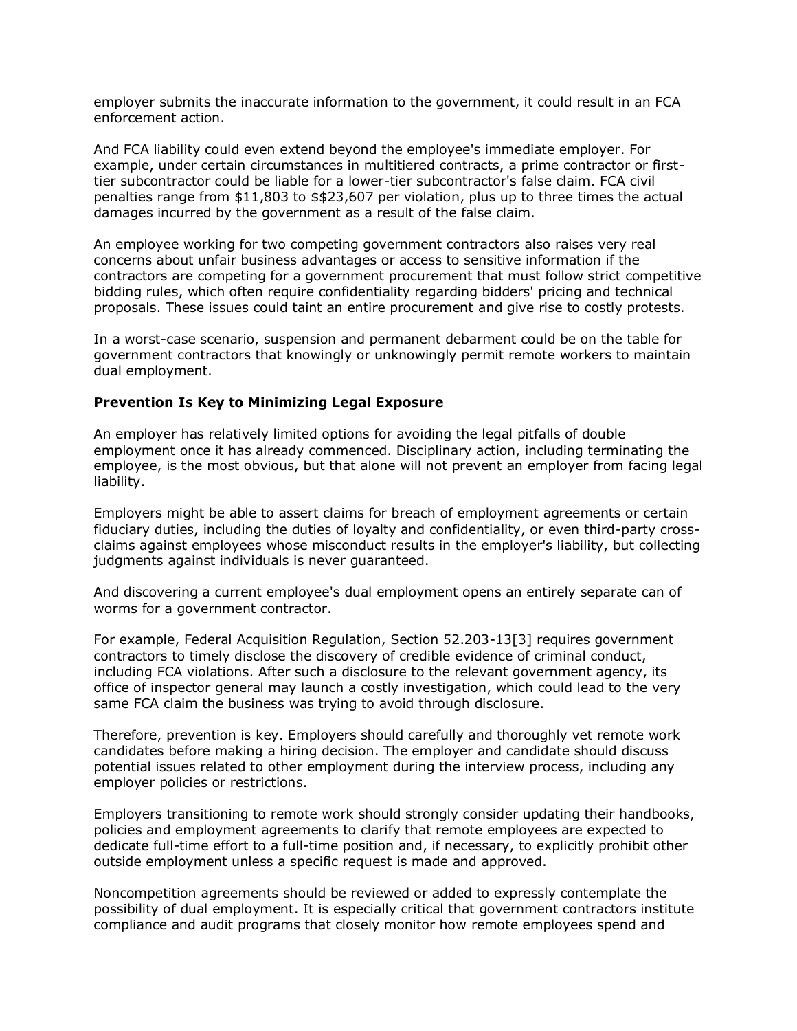employer submits the inaccurate information to the government, it could result in an FCA enforcement action.

And FCA liability could even extend beyond the employee's immediate employer. For example, under certain circumstances in multitiered contracts, a prime contractor or first-tier subcontractor could be liable for a lower-tier subcontractor's false claim. FCA civil penalties range from $11,803 to $$23,607 per violation, plus up to three times the actual damages incurred by the government as a result of the false claim.

An employee working for two competing government contractors also raises very real concerns about unfair business advantages or access to sensitive information if the contractors are competing for a government procurement that must follow strict competitive bidding rules, which often require confidentiality regarding bidders' pricing and technical proposals. These issues could taint an entire procurement and give rise to costly protests.

In a worst-case scenario, suspension and permanent debarment could be on the table for government contractors that knowingly or unknowingly permit remote workers to maintain dual employment.

**Prevention Is Key to Minimizing Legal Exposure**

An employer has relatively limited options for avoiding the legal pitfalls of double employment once it has already commenced. Disciplinary action, including terminating the employee, is the most obvious, but that alone will not prevent an employer from facing legal liability.

Employers might be able to assert claims for breach of employment agreements or certain fiduciary duties, including the duties of loyalty and confidentiality, or even third-party cross-claims against employees whose misconduct results in the employer's liability, but collecting judgments against individuals is never guaranteed.

And discovering a current employee's dual employment opens an entirely separate can of worms for a government contractor.

For example, Federal Acquisition Regulation, Section 52.203-13[3] requires government contractors to timely disclose the discovery of credible evidence of criminal conduct, including FCA violations. After such a disclosure to the relevant government agency, its office of inspector general may launch a costly investigation, which could lead to the very same FCA claim the business was trying to avoid through disclosure.

Therefore, prevention is key. Employers should carefully and thoroughly vet remote work candidates before making a hiring decision. The employer and candidate should discuss potential issues related to other employment during the interview process, including any employer policies or restrictions.

Employers transitioning to remote work should strongly consider updating their handbooks, policies and employment agreements to clarify that remote employees are expected to dedicate full-time effort to a full-time position and, if necessary, to explicitly prohibit other outside employment unless a specific request is made and approved.

Noncompetition agreements should be reviewed or added to expressly contemplate the possibility of dual employment. It is especially critical that government contractors institute compliance and audit programs that closely monitor how remote employees spend and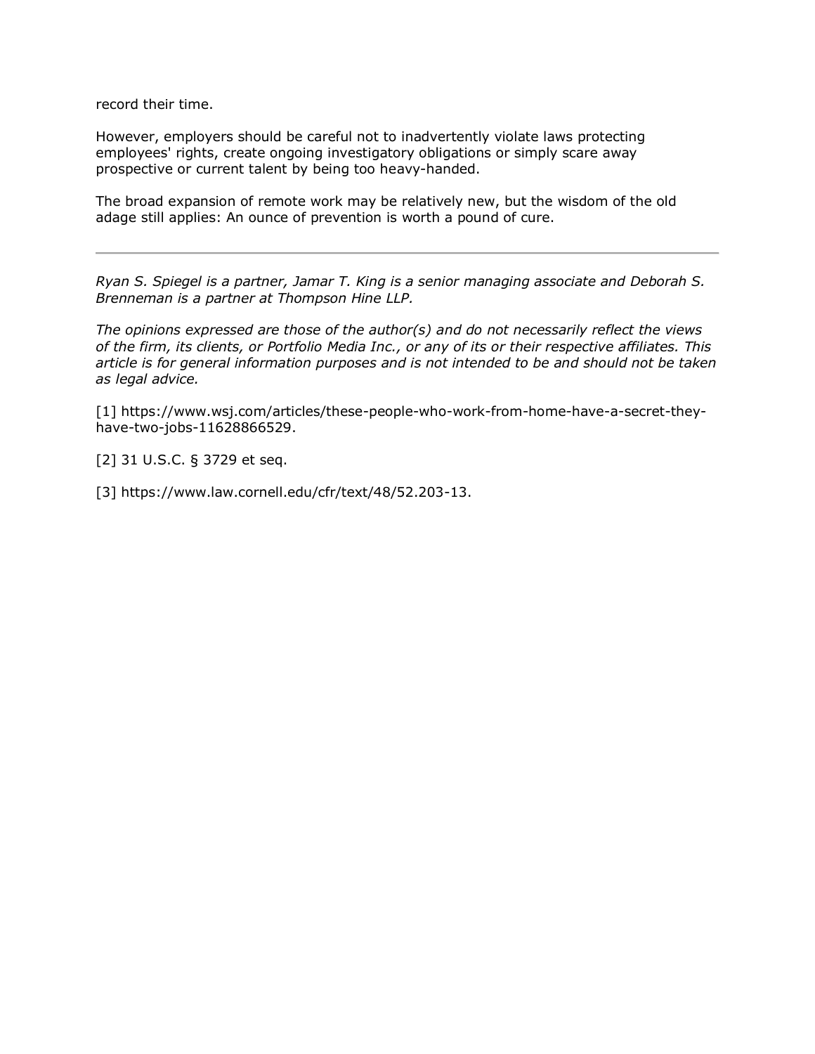record their time.

However, employers should be careful not to inadvertently violate laws protecting employees' rights, create ongoing investigatory obligations or simply scare away prospective or current talent by being too heavy-handed.

The broad expansion of remote work may be relatively new, but the wisdom of the old adage still applies: An ounce of prevention is worth a pound of cure.

---

*Ryan S. Spiegel is a partner, Jamar T. King is a senior managing associate and Deborah S. Brenneman is a partner at Thompson Hine LLP.*

*The opinions expressed are those of the author(s) and do not necessarily reflect the views of the firm, its clients, or Portfolio Media Inc., or any of its or their respective affiliates. This article is for general information purposes and is not intended to be and should not be taken as legal advice.*

[1] https://www.wsj.com/articles/these-people-who-work-from-home-have-a-secret-they-have-two-jobs-11628866529.

[2] 31 U.S.C. § 3729 et seq.

[3] https://www.law.cornell.edu/cfr/text/48/52.203-13.